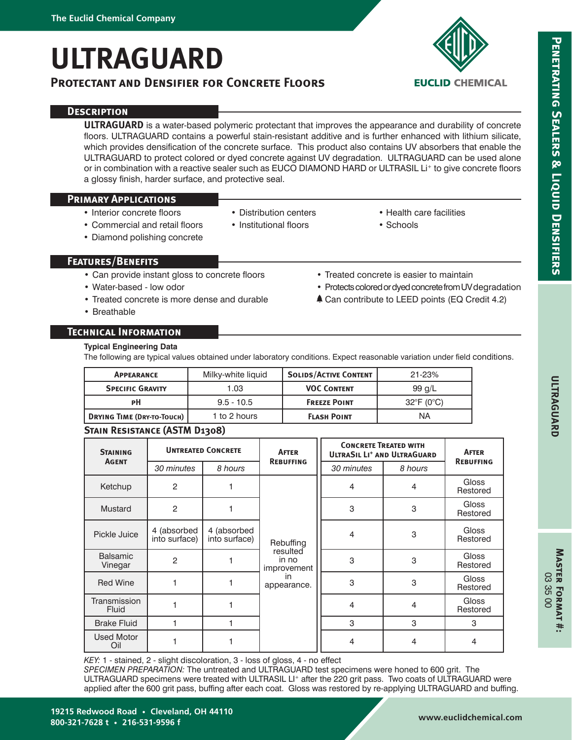# ULTRAGUARD

## Protectant and Densifier for Concrete Floors

## Description

**ULTRAGUARD** is a water-based polymeric protectant that improves the appearance and durability of concrete floors. ULTRAGUARD contains a powerful stain-resistant additive and is further enhanced with lithium silicate, which provides densification of the concrete surface. This product also contains UV absorbers that enable the ULTRAGUARD to protect colored or dyed concrete against UV degradation. ULTRAGUARD can be used alone or in combination with a reactive sealer such as EUCO DIAMOND HARD or ULTRASIL $Li^{+}$ to give concrete floors a glossy finish, harder surface, and protective seal.

## Primary Applications

- Interior concrete floors
- Commercial and retail floors
- Diamond polishing concrete
- Distribution centers
- Institutional floors
- Health care facilities
- Schools

## Features/Benefits

- Can provide instant gloss to concrete floors
- Water-based - low odor
- Treated concrete is more dense and durable
- Breathable
- Treated concrete is easier to maintain
- Protects colored or dyed concrete from UV degradation
- Can contribute to LEED points (EQ Credit 4.2)

## Technical Information

**Typical Engineering Data**

The following are typical values obtained under laboratory conditions. Expect reasonable variation under field conditions.

| Appearance | Milky-white liquid | Solids/Active Content | 21-23% |
|---|---|---|---|
| Specific Gravity | 1.03 | VOC Content | 99 g/L |
| pH | 9.5 - 10.5 | Freeze Point | 32°F (0°C) |
| Drying Time (Dry-to-Touch) | 1 to 2 hours | Flash Point | NA |

### Stain Resistance (ASTM D1308)

| Staining Agent | Untreated Concrete | | After Rebuffing | Concrete Treated with UltraSil $Li^{+}$ and UltraGuard | | After Rebuffing |
|---|---|---|---|---|---|---|
| | 30 minutes | 8 hours | | 30 minutes | 8 hours | |
| Ketchup | 2 | 1 | Rebuffing resulted in no improvement in appearance. | 4 | 4 | Gloss Restored |
| Mustard | 2 | 1 | | 3 | 3 | Gloss Restored |
| Pickle Juice | 4 (absorbed into surface) | 4 (absorbed into surface) | | 4 | 3 | Gloss Restored |
| Balsamic Vinegar | 2 | 1 | | 3 | 3 | Gloss Restored |
| Red Wine | 1 | 1 | | 3 | 3 | Gloss Restored |
| Transmission Fluid | 1 | 1 | | 4 | 4 | Gloss Restored |
| Brake Fluid | 1 | 1 | | 3 | 3 | 3 |
| Used Motor Oil | 1 | 1 | | 4 | 4 | 4 |

*KEY:* 1 - stained, 2 - slight discoloration, 3 - loss of gloss, 4 - no effect

*SPECIMEN PREPARATION:* The untreated and ULTRAGUARD test specimens were honed to 600 grit. The ULTRAGUARD specimens were treated with ULTRASIL $LI^{+}$ after the 220 grit pass. Two coats of ULTRAGUARD were applied after the 600 grit pass, buffing after each coat. Gloss was restored by re-applying ULTRAGUARD and buffing.

Master Format #: 03 35 00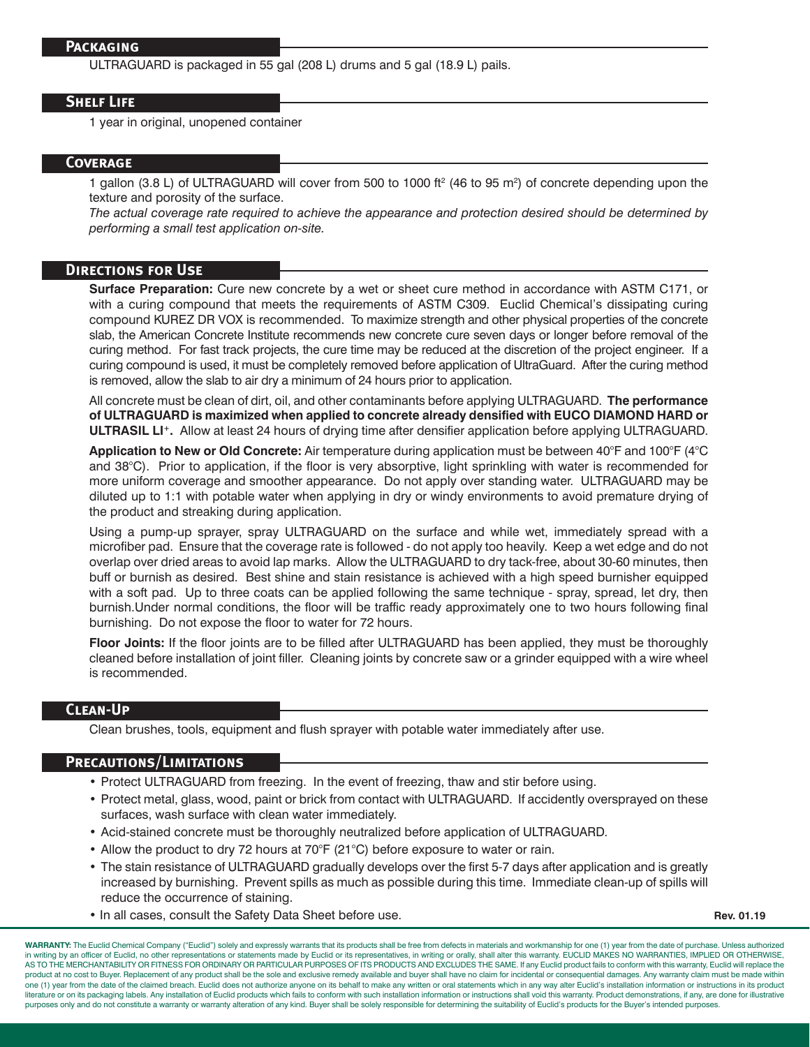## Packaging

ULTRAGUARD is packaged in 55 gal (208 L) drums and 5 gal (18.9 L) pails.

## Shelf Life

1 year in original, unopened container

## Coverage

1 gallon (3.8 L) of ULTRAGUARD will cover from 500 to 1000 ft$^2$ (46 to 95 m$^2$) of concrete depending upon the texture and porosity of the surface.

*The actual coverage rate required to achieve the appearance and protection desired should be determined by performing a small test application on-site.*

## Directions for Use

**Surface Preparation:** Cure new concrete by a wet or sheet cure method in accordance with ASTM C171, or with a curing compound that meets the requirements of ASTM C309. Euclid Chemical's dissipating curing compound KUREZ DR VOX is recommended. To maximize strength and other physical properties of the concrete slab, the American Concrete Institute recommends new concrete cure seven days or longer before removal of the curing method. For fast track projects, the cure time may be reduced at the discretion of the project engineer. If a curing compound is used, it must be completely removed before application of UltraGuard. After the curing method is removed, allow the slab to air dry a minimum of 24 hours prior to application.

All concrete must be clean of dirt, oil, and other contaminants before applying ULTRAGUARD. **The performance of ULTRAGUARD is maximized when applied to concrete already densified with EUCO DIAMOND HARD or ULTRASIL LI+.** Allow at least 24 hours of drying time after densifier application before applying ULTRAGUARD.

**Application to New or Old Concrete:** Air temperature during application must be between 40°F and 100°F (4°C and 38°C). Prior to application, if the floor is very absorptive, light sprinkling with water is recommended for more uniform coverage and smoother appearance. Do not apply over standing water. ULTRAGUARD may be diluted up to 1:1 with potable water when applying in dry or windy environments to avoid premature drying of the product and streaking during application.

Using a pump-up sprayer, spray ULTRAGUARD on the surface and while wet, immediately spread with a microfiber pad. Ensure that the coverage rate is followed - do not apply too heavily. Keep a wet edge and do not overlap over dried areas to avoid lap marks. Allow the ULTRAGUARD to dry tack-free, about 30-60 minutes, then buff or burnish as desired. Best shine and stain resistance is achieved with a high speed burnisher equipped with a soft pad. Up to three coats can be applied following the same technique - spray, spread, let dry, then burnish.Under normal conditions, the floor will be traffic ready approximately one to two hours following final burnishing. Do not expose the floor to water for 72 hours.

**Floor Joints:** If the floor joints are to be filled after ULTRAGUARD has been applied, they must be thoroughly cleaned before installation of joint filler. Cleaning joints by concrete saw or a grinder equipped with a wire wheel is recommended.

## Clean-Up

Clean brushes, tools, equipment and flush sprayer with potable water immediately after use.

## Precautions/Limitations

- Protect ULTRAGUARD from freezing. In the event of freezing, thaw and stir before using.
- Protect metal, glass, wood, paint or brick from contact with ULTRAGUARD. If accidently oversprayed on these surfaces, wash surface with clean water immediately.
- Acid-stained concrete must be thoroughly neutralized before application of ULTRAGUARD.
- Allow the product to dry 72 hours at 70°F (21°C) before exposure to water or rain.
- The stain resistance of ULTRAGUARD gradually develops over the first 5-7 days after application and is greatly increased by burnishing. Prevent spills as much as possible during this time. Immediate clean-up of spills will reduce the occurrence of staining.
- In all cases, consult the Safety Data Sheet before use.

Rev. 01.19

**WARRANTY:** The Euclid Chemical Company ("Euclid") solely and expressly warrants that its products shall be free from defects in materials and workmanship for one (1) year from the date of purchase. Unless authorized in writing by an officer of Euclid, no other representations or statements made by Euclid or its representatives, in writing or orally, shall alter this warranty. EUCLID MAKES NO WARRANTIES, IMPLIED OR OTHERWISE, AS TO THE MERCHANTABILITY OR FITNESS FOR ORDINARY OR PARTICULAR PURPOSES OF ITS PRODUCTS AND EXCLUDES THE SAME. If any Euclid product fails to conform with this warranty, Euclid will replace the product at no cost to Buyer. Replacement of any product shall be the sole and exclusive remedy available and buyer shall have no claim for incidental or consequential damages. Any warranty claim must be made within one (1) year from the date of the claimed breach. Euclid does not authorize anyone on its behalf to make any written or oral statements which in any way alter Euclid's installation information or instructions in its product literature or on its packaging labels. Any installation of Euclid products which fails to conform with such installation information or instructions shall void this warranty. Product demonstrations, if any, are done for illustrative purposes only and do not constitute a warranty or warranty alteration of any kind. Buyer shall be solely responsible for determining the suitability of Euclid's products for the Buyer's intended purposes.